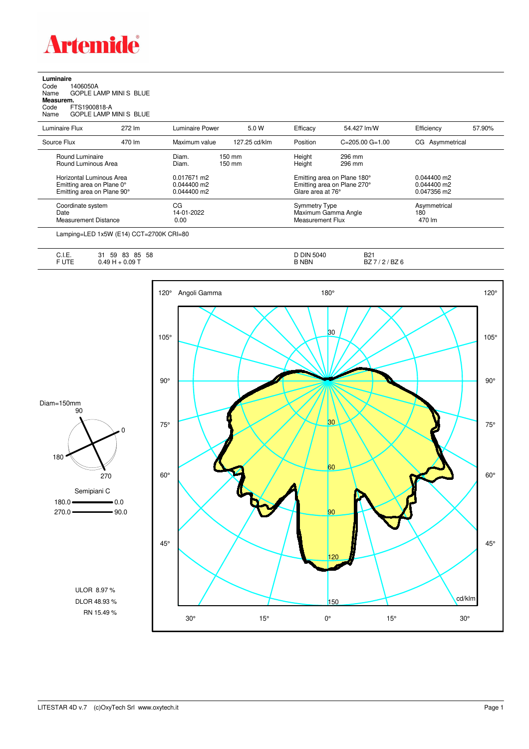# Artemide

**Luminaire**
Code 1406050A
Name GOPLE LAMP MINI S BLUE
**Measurem.**
Code FTS1900818-A
Name GOPLE LAMP MINI S BLUE

| | | | | | | | |
|---|---|---|---|---|---|---|---|
| Luminaire Flux | 272 lm | Luminaire Power | 5.0 W | Efficacy | 54.427 lm/W | Efficiency | 57.90% |
| Source Flux | 470 lm | Maximum value | 127.25 cd/klm | Position | C=205.00 G=1.00 | CG Asymmetrical | |

| | | | | | |
|---|---|---|---|---|---|
| Round Luminaire | Diam. | 150 mm | Height | 296 mm | |
| Round Luminous Area | Diam. | 150 mm | Height | 296 mm | |
| Horizontal Luminous Area | 0.017671 m2 | | Emitting area on Plane 180° | | 0.044400 m2 |
| Emitting area on Plane 0° | 0.044400 m2 | | Emitting area on Plane 270° | | 0.044400 m2 |
| Emitting area on Plane 90° | 0.044400 m2 | | Glare area at 76° | | 0.047356 m2 |

| | | | |
|---|---|---|---|
| Coordinate system | CG | Symmetry Type | Asymmetrical |
| Date | 14-01-2022 | Maximum Gamma Angle | 180 |
| Measurement Distance | 0.00 | Measurement Flux | 470 lm |

Lamping=LED 1x5W (E14) CCT=2700K CRI=80

| | | | |
|---|---|---|---|
| C.I.E. | 31 59 83 85 58 | D DIN 5040 | B21 |
| F UTE | 0.49 H + 0.09 T | B NBN | BZ 7 / 2 / BZ 6 |

Diam=150mm
90
0
180
270

Semipiani C
180.0 — 0.0
270.0 — 90.0

ULOR 8.97 %
DLOR 48.93 %
RN 15.49 %

120° Angoli Gamma 180° 120°
105° 105°
90° 90°
75° 75°
60° 60°
45° 45°
30 30 60 90 120 150
cd/klm
30° 15° 0° 15° 30°

LITESTAR 4D v.7 (c)OxyTech Srl www.oxytech.it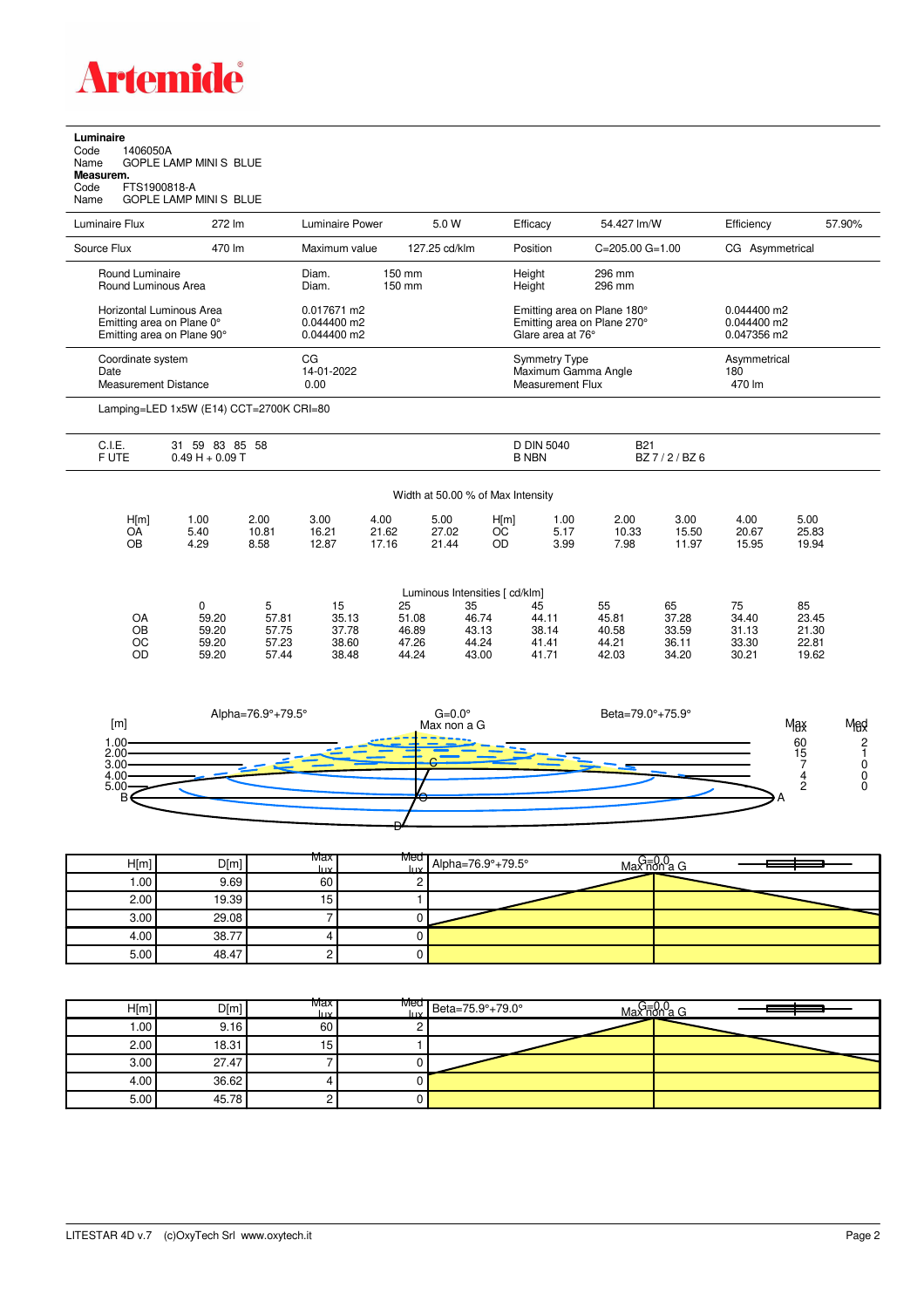Artemide

**Luminaire**
Code 1406050A
Name GOPLE LAMP MINI S BLUE
**Measurem.**
Code FTS1900818-A
Name GOPLE LAMP MINI S BLUE

| | | | | | | | |
|---|---|---|---|---|---|---|---|
| Luminaire Flux | 272 lm | Luminaire Power | 5.0 W | Efficacy | 54.427 lm/W | Efficiency | 57.90% |
| Source Flux | 470 lm | Maximum value | 127.25 cd/klm | Position | C=205.00 G=1.00 | CG | Asymmetrical |

| | | | |
|---|---|---|---|
| Round Luminaire | Diam. 150 mm | Height | 296 mm |
| Round Luminous Area | Diam. 150 mm | Height | 296 mm |
| Horizontal Luminous Area | 0.017671 m2 | Emitting area on Plane 180° | 0.044400 m2 |
| Emitting area on Plane 0° | 0.044400 m2 | Emitting area on Plane 270° | 0.044400 m2 |
| Emitting area on Plane 90° | 0.044400 m2 | Glare area at 76° | 0.047356 m2 |
| Coordinate system | CG | Symmetry Type | Asymmetrical |
| Date | 14-01-2022 | Maximum Gamma Angle | 180 |
| Measurement Distance | 0.00 | Measurement Flux | 470 lm |

Lamping=LED 1x5W (E14) CCT=2700K CRI=80

| | | | |
|---|---|---|---|
| C.I.E. | 31 59 83 85 58 | D DIN 5040 | B21 |
| F UTE | 0.49 H + 0.09 T | B NBN | BZ 7 / 2 / BZ 6 |

Width at 50.00 % of Max Intensity

| H[m] | 1.00 | 2.00 | 3.00 | 4.00 | 5.00 | H[m] | 1.00 | 2.00 | 3.00 | 4.00 | 5.00 |
|---|---|---|---|---|---|---|---|---|---|---|---|
| OA | 5.40 | 10.81 | 16.21 | 21.62 | 27.02 | OC | 5.17 | 10.33 | 15.50 | 20.67 | 25.83 |
| OB | 4.29 | 8.58 | 12.87 | 17.16 | 21.44 | OD | 3.99 | 7.98 | 11.97 | 15.95 | 19.94 |

Luminous Intensities [ cd/klm]

| | 0 | 5 | 15 | 25 | 35 | 45 | 55 | 65 | 75 | 85 |
|---|---|---|---|---|---|---|---|---|---|---|
| OA | 59.20 | 57.81 | 35.13 | 51.08 | 46.74 | 44.11 | 45.81 | 37.28 | 34.40 | 23.45 |
| OB | 59.20 | 57.75 | 37.78 | 46.89 | 43.13 | 38.14 | 40.58 | 33.59 | 31.13 | 21.30 |
| OC | 59.20 | 57.23 | 38.60 | 47.26 | 44.24 | 41.41 | 44.21 | 36.11 | 33.30 | 22.81 |
| OD | 59.20 | 57.44 | 38.48 | 44.24 | 43.00 | 41.71 | 42.03 | 34.20 | 30.21 | 19.62 |

Alpha=76.9°+79.5°
G=0.0°
Max non a G
Beta=79.0°+75.9°
[m]
1.00
2.00
3.00
4.00
5.00
A B C D
Max lux: 60 15 7 4 2
Med lux: 2 1 0 0 0

| H[m] | D[m] | Max lux | Med lux | Alpha=76.9°+79.5° |
|---|---|---|---|---|
| 1.00 | 9.69 | 60 | 2 | |
| 2.00 | 19.39 | 15 | 1 | |
| 3.00 | 29.08 | 7 | 0 | |
| 4.00 | 38.77 | 4 | 0 | |
| 5.00 | 48.47 | 2 | 0 | |

G=0.0
Max non a G

| H[m] | D[m] | Max lux | Med lux | Beta=75.9°+79.0° |
|---|---|---|---|---|
| 1.00 | 9.16 | 60 | 2 | |
| 2.00 | 18.31 | 15 | 1 | |
| 3.00 | 27.47 | 7 | 0 | |
| 4.00 | 36.62 | 4 | 0 | |
| 5.00 | 45.78 | 2 | 0 | |

G=0.0
Max non a G

LITESTAR 4D v.7 (c)OxyTech Srl www.oxytech.it